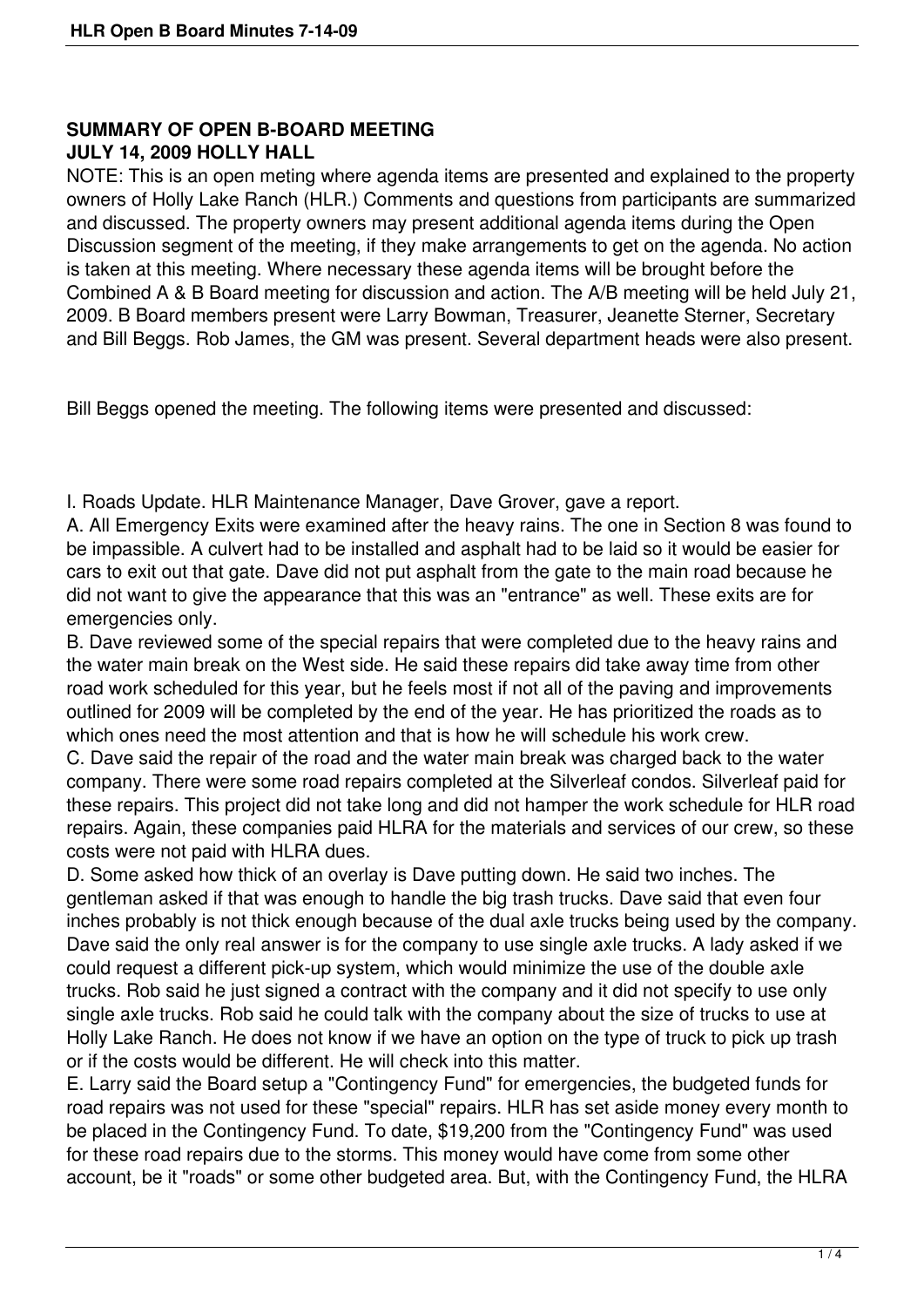## SUMMARY OF OPEN B-BOARD MEETING
## JULY 14, 2009 HOLLY HALL

NOTE: This is an open meting where agenda items are presented and explained to the property owners of Holly Lake Ranch (HLR.) Comments and questions from participants are summarized and discussed. The property owners may present additional agenda items during the Open Discussion segment of the meeting, if they make arrangements to get on the agenda. No action is taken at this meeting. Where necessary these agenda items will be brought before the Combined A & B Board meeting for discussion and action. The A/B meeting will be held July 21, 2009. B Board members present were Larry Bowman, Treasurer, Jeanette Sterner, Secretary and Bill Beggs. Rob James, the GM was present. Several department heads were also present.

Bill Beggs opened the meeting. The following items were presented and discussed:

I. Roads Update. HLR Maintenance Manager, Dave Grover, gave a report.

A. All Emergency Exits were examined after the heavy rains. The one in Section 8 was found to be impassible. A culvert had to be installed and asphalt had to be laid so it would be easier for cars to exit out that gate. Dave did not put asphalt from the gate to the main road because he did not want to give the appearance that this was an "entrance" as well. These exits are for emergencies only.

B. Dave reviewed some of the special repairs that were completed due to the heavy rains and the water main break on the West side. He said these repairs did take away time from other road work scheduled for this year, but he feels most if not all of the paving and improvements outlined for 2009 will be completed by the end of the year. He has prioritized the roads as to which ones need the most attention and that is how he will schedule his work crew.

C. Dave said the repair of the road and the water main break was charged back to the water company. There were some road repairs completed at the Silverleaf condos. Silverleaf paid for these repairs. This project did not take long and did not hamper the work schedule for HLR road repairs. Again, these companies paid HLRA for the materials and services of our crew, so these costs were not paid with HLRA dues.

D. Some asked how thick of an overlay is Dave putting down. He said two inches. The gentleman asked if that was enough to handle the big trash trucks. Dave said that even four inches probably is not thick enough because of the dual axle trucks being used by the company. Dave said the only real answer is for the company to use single axle trucks. A lady asked if we could request a different pick-up system, which would minimize the use of the double axle trucks. Rob said he just signed a contract with the company and it did not specify to use only single axle trucks. Rob said he could talk with the company about the size of trucks to use at Holly Lake Ranch. He does not know if we have an option on the type of truck to pick up trash or if the costs would be different. He will check into this matter.

E. Larry said the Board setup a "Contingency Fund" for emergencies, the budgeted funds for road repairs was not used for these "special" repairs. HLR has set aside money every month to be placed in the Contingency Fund. To date, $19,200 from the "Contingency Fund" was used for these road repairs due to the storms. This money would have come from some other account, be it "roads" or some other budgeted area. But, with the Contingency Fund, the HLRA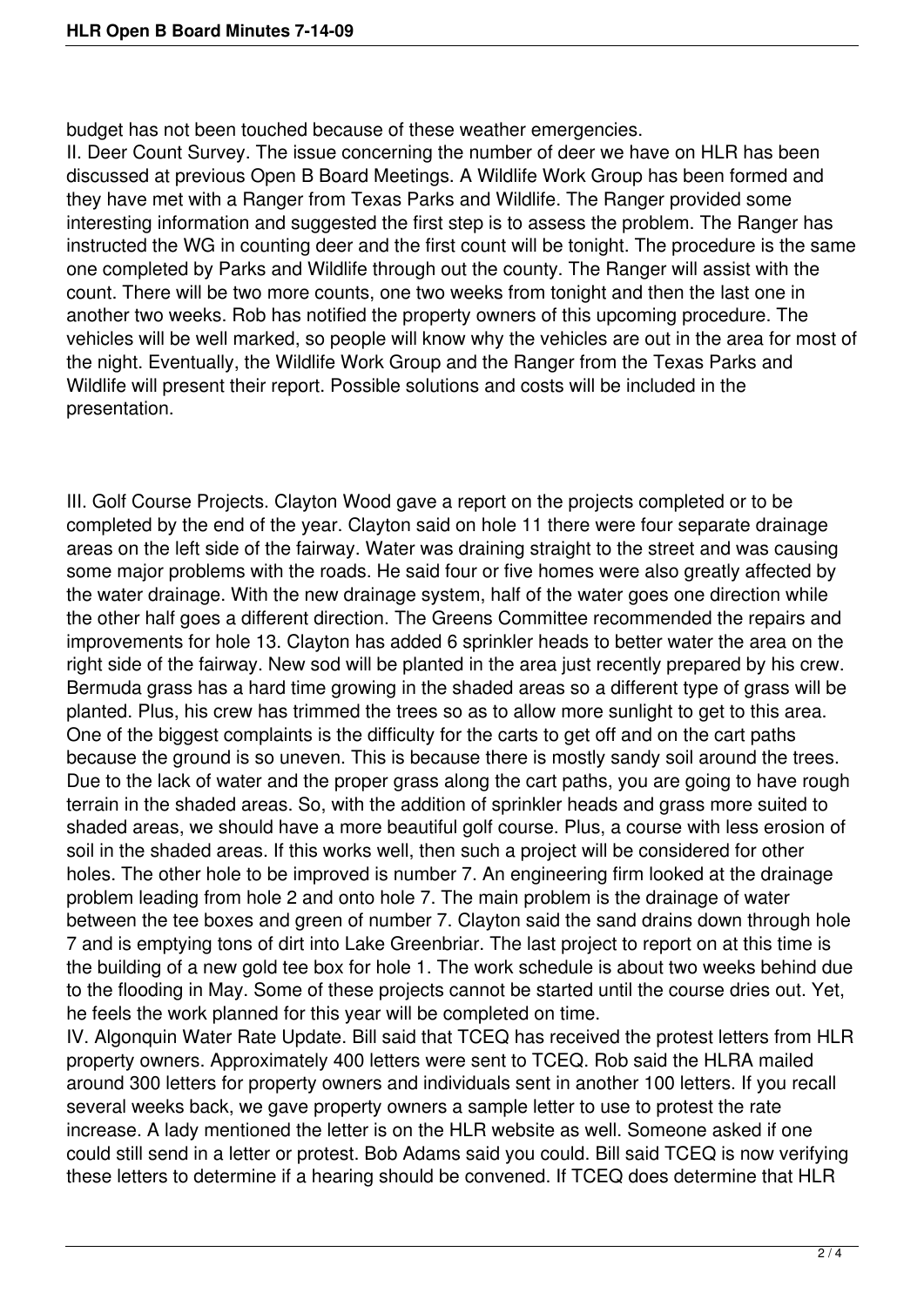budget has not been touched because of these weather emergencies.

II. Deer Count Survey. The issue concerning the number of deer we have on HLR has been discussed at previous Open B Board Meetings. A Wildlife Work Group has been formed and they have met with a Ranger from Texas Parks and Wildlife. The Ranger provided some interesting information and suggested the first step is to assess the problem. The Ranger has instructed the WG in counting deer and the first count will be tonight. The procedure is the same one completed by Parks and Wildlife through out the county. The Ranger will assist with the count. There will be two more counts, one two weeks from tonight and then the last one in another two weeks. Rob has notified the property owners of this upcoming procedure. The vehicles will be well marked, so people will know why the vehicles are out in the area for most of the night. Eventually, the Wildlife Work Group and the Ranger from the Texas Parks and Wildlife will present their report. Possible solutions and costs will be included in the presentation.

III. Golf Course Projects. Clayton Wood gave a report on the projects completed or to be completed by the end of the year. Clayton said on hole 11 there were four separate drainage areas on the left side of the fairway. Water was draining straight to the street and was causing some major problems with the roads. He said four or five homes were also greatly affected by the water drainage. With the new drainage system, half of the water goes one direction while the other half goes a different direction. The Greens Committee recommended the repairs and improvements for hole 13. Clayton has added 6 sprinkler heads to better water the area on the right side of the fairway. New sod will be planted in the area just recently prepared by his crew. Bermuda grass has a hard time growing in the shaded areas so a different type of grass will be planted. Plus, his crew has trimmed the trees so as to allow more sunlight to get to this area. One of the biggest complaints is the difficulty for the carts to get off and on the cart paths because the ground is so uneven. This is because there is mostly sandy soil around the trees. Due to the lack of water and the proper grass along the cart paths, you are going to have rough terrain in the shaded areas. So, with the addition of sprinkler heads and grass more suited to shaded areas, we should have a more beautiful golf course. Plus, a course with less erosion of soil in the shaded areas. If this works well, then such a project will be considered for other holes. The other hole to be improved is number 7. An engineering firm looked at the drainage problem leading from hole 2 and onto hole 7. The main problem is the drainage of water between the tee boxes and green of number 7. Clayton said the sand drains down through hole 7 and is emptying tons of dirt into Lake Greenbriar. The last project to report on at this time is the building of a new gold tee box for hole 1. The work schedule is about two weeks behind due to the flooding in May. Some of these projects cannot be started until the course dries out. Yet, he feels the work planned for this year will be completed on time.

IV. Algonquin Water Rate Update. Bill said that TCEQ has received the protest letters from HLR property owners. Approximately 400 letters were sent to TCEQ. Rob said the HLRA mailed around 300 letters for property owners and individuals sent in another 100 letters. If you recall several weeks back, we gave property owners a sample letter to use to protest the rate increase. A lady mentioned the letter is on the HLR website as well. Someone asked if one could still send in a letter or protest. Bob Adams said you could. Bill said TCEQ is now verifying these letters to determine if a hearing should be convened. If TCEQ does determine that HLR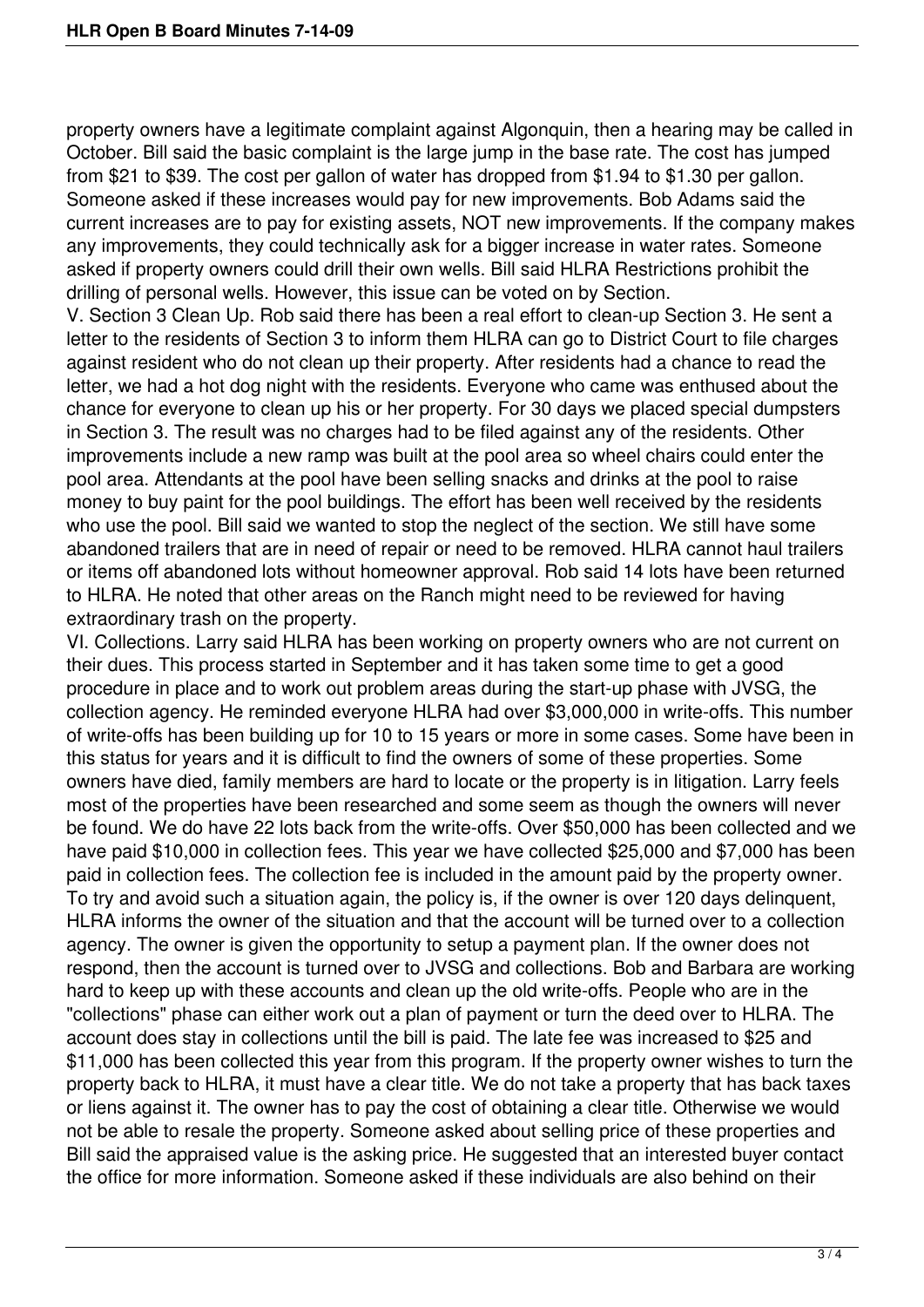property owners have a legitimate complaint against Algonquin, then a hearing may be called in October. Bill said the basic complaint is the large jump in the base rate. The cost has jumped from $21 to $39. The cost per gallon of water has dropped from $1.94 to $1.30 per gallon. Someone asked if these increases would pay for new improvements. Bob Adams said the current increases are to pay for existing assets, NOT new improvements. If the company makes any improvements, they could technically ask for a bigger increase in water rates. Someone asked if property owners could drill their own wells. Bill said HLRA Restrictions prohibit the drilling of personal wells. However, this issue can be voted on by Section.

V. Section 3 Clean Up. Rob said there has been a real effort to clean-up Section 3. He sent a letter to the residents of Section 3 to inform them HLRA can go to District Court to file charges against resident who do not clean up their property. After residents had a chance to read the letter, we had a hot dog night with the residents. Everyone who came was enthused about the chance for everyone to clean up his or her property. For 30 days we placed special dumpsters in Section 3. The result was no charges had to be filed against any of the residents. Other improvements include a new ramp was built at the pool area so wheel chairs could enter the pool area. Attendants at the pool have been selling snacks and drinks at the pool to raise money to buy paint for the pool buildings. The effort has been well received by the residents who use the pool. Bill said we wanted to stop the neglect of the section. We still have some abandoned trailers that are in need of repair or need to be removed. HLRA cannot haul trailers or items off abandoned lots without homeowner approval. Rob said 14 lots have been returned to HLRA. He noted that other areas on the Ranch might need to be reviewed for having extraordinary trash on the property.

VI. Collections. Larry said HLRA has been working on property owners who are not current on their dues. This process started in September and it has taken some time to get a good procedure in place and to work out problem areas during the start-up phase with JVSG, the collection agency. He reminded everyone HLRA had over $3,000,000 in write-offs. This number of write-offs has been building up for 10 to 15 years or more in some cases. Some have been in this status for years and it is difficult to find the owners of some of these properties. Some owners have died, family members are hard to locate or the property is in litigation. Larry feels most of the properties have been researched and some seem as though the owners will never be found. We do have 22 lots back from the write-offs. Over $50,000 has been collected and we have paid $10,000 in collection fees. This year we have collected $25,000 and $7,000 has been paid in collection fees. The collection fee is included in the amount paid by the property owner. To try and avoid such a situation again, the policy is, if the owner is over 120 days delinquent, HLRA informs the owner of the situation and that the account will be turned over to a collection agency. The owner is given the opportunity to setup a payment plan. If the owner does not respond, then the account is turned over to JVSG and collections. Bob and Barbara are working hard to keep up with these accounts and clean up the old write-offs. People who are in the "collections" phase can either work out a plan of payment or turn the deed over to HLRA. The account does stay in collections until the bill is paid. The late fee was increased to $25 and $11,000 has been collected this year from this program. If the property owner wishes to turn the property back to HLRA, it must have a clear title. We do not take a property that has back taxes or liens against it. The owner has to pay the cost of obtaining a clear title. Otherwise we would not be able to resale the property. Someone asked about selling price of these properties and Bill said the appraised value is the asking price. He suggested that an interested buyer contact the office for more information. Someone asked if these individuals are also behind on their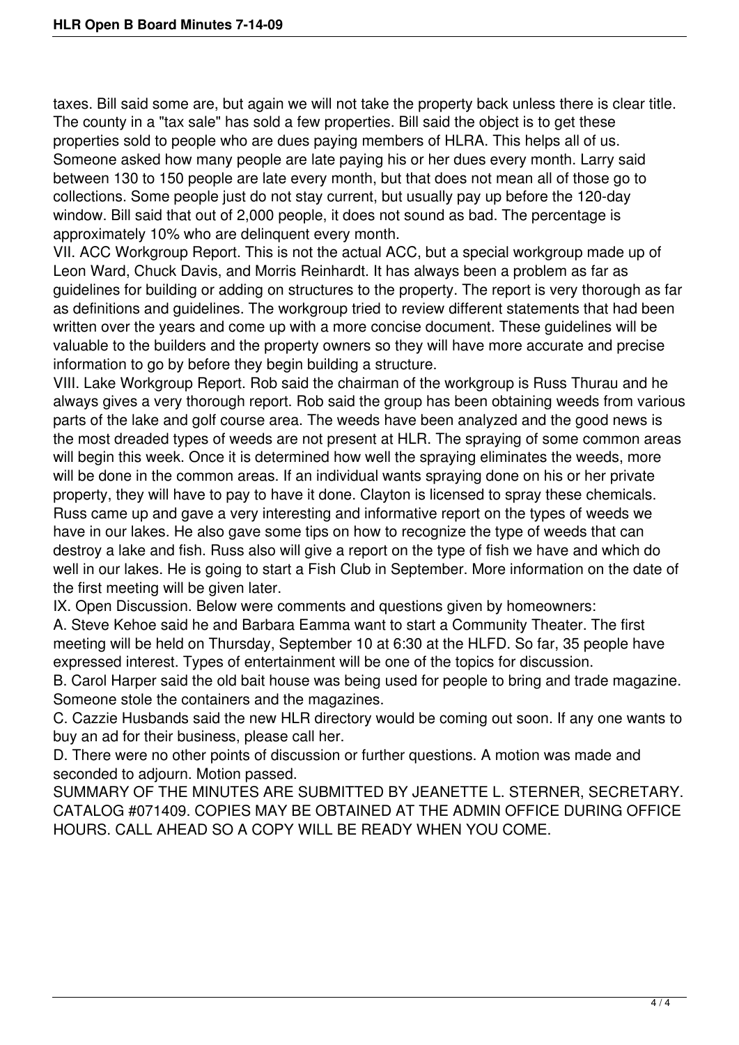taxes. Bill said some are, but again we will not take the property back unless there is clear title. The county in a "tax sale" has sold a few properties. Bill said the object is to get these properties sold to people who are dues paying members of HLRA. This helps all of us. Someone asked how many people are late paying his or her dues every month. Larry said between 130 to 150 people are late every month, but that does not mean all of those go to collections. Some people just do not stay current, but usually pay up before the 120-day window. Bill said that out of 2,000 people, it does not sound as bad. The percentage is approximately 10% who are delinquent every month.

VII. ACC Workgroup Report. This is not the actual ACC, but a special workgroup made up of Leon Ward, Chuck Davis, and Morris Reinhardt. It has always been a problem as far as guidelines for building or adding on structures to the property. The report is very thorough as far as definitions and guidelines. The workgroup tried to review different statements that had been written over the years and come up with a more concise document. These guidelines will be valuable to the builders and the property owners so they will have more accurate and precise information to go by before they begin building a structure.

VIII. Lake Workgroup Report. Rob said the chairman of the workgroup is Russ Thurau and he always gives a very thorough report. Rob said the group has been obtaining weeds from various parts of the lake and golf course area. The weeds have been analyzed and the good news is the most dreaded types of weeds are not present at HLR. The spraying of some common areas will begin this week. Once it is determined how well the spraying eliminates the weeds, more will be done in the common areas. If an individual wants spraying done on his or her private property, they will have to pay to have it done. Clayton is licensed to spray these chemicals. Russ came up and gave a very interesting and informative report on the types of weeds we have in our lakes. He also gave some tips on how to recognize the type of weeds that can destroy a lake and fish. Russ also will give a report on the type of fish we have and which do well in our lakes. He is going to start a Fish Club in September. More information on the date of the first meeting will be given later.

IX. Open Discussion. Below were comments and questions given by homeowners:

A. Steve Kehoe said he and Barbara Eamma want to start a Community Theater. The first meeting will be held on Thursday, September 10 at 6:30 at the HLFD. So far, 35 people have expressed interest. Types of entertainment will be one of the topics for discussion.

B. Carol Harper said the old bait house was being used for people to bring and trade magazine. Someone stole the containers and the magazines.

C. Cazzie Husbands said the new HLR directory would be coming out soon. If any one wants to buy an ad for their business, please call her.

D. There were no other points of discussion or further questions. A motion was made and seconded to adjourn. Motion passed.

SUMMARY OF THE MINUTES ARE SUBMITTED BY JEANETTE L. STERNER, SECRETARY. CATALOG #071409. COPIES MAY BE OBTAINED AT THE ADMIN OFFICE DURING OFFICE HOURS. CALL AHEAD SO A COPY WILL BE READY WHEN YOU COME.